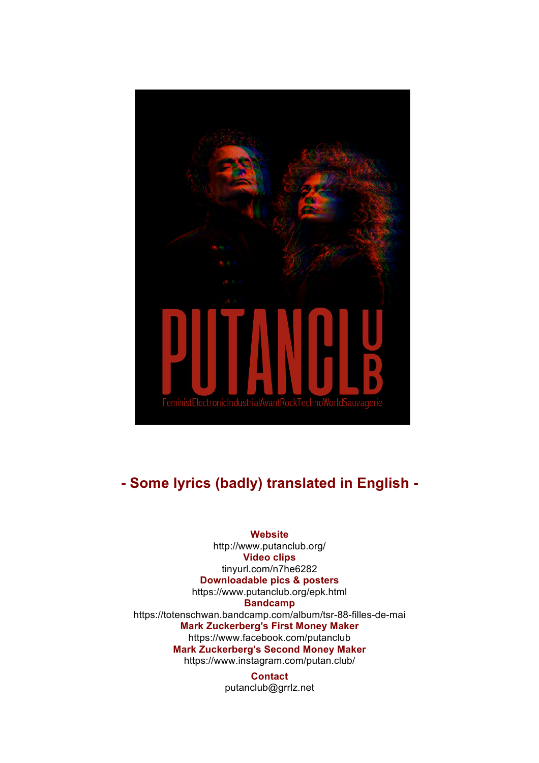# PUTANCLUB

FeministElectronicIndustrialAvantRockTechnoWorldSauvagerie

## - Some lyrics (badly) translated in English -

**Website**
http://www.putanclub.org/

**Video clips**
tinyurl.com/n7he6282

**Downloadable pics & posters**
https://www.putanclub.org/epk.html

**Bandcamp**
https://totenschwan.bandcamp.com/album/tsr-88-filles-de-mai

**Mark Zuckerberg's First Money Maker**
https://www.facebook.com/putanclub

**Mark Zuckerberg's Second Money Maker**
https://www.instagram.com/putan.club/

**Contact**
putanclub@grrlz.net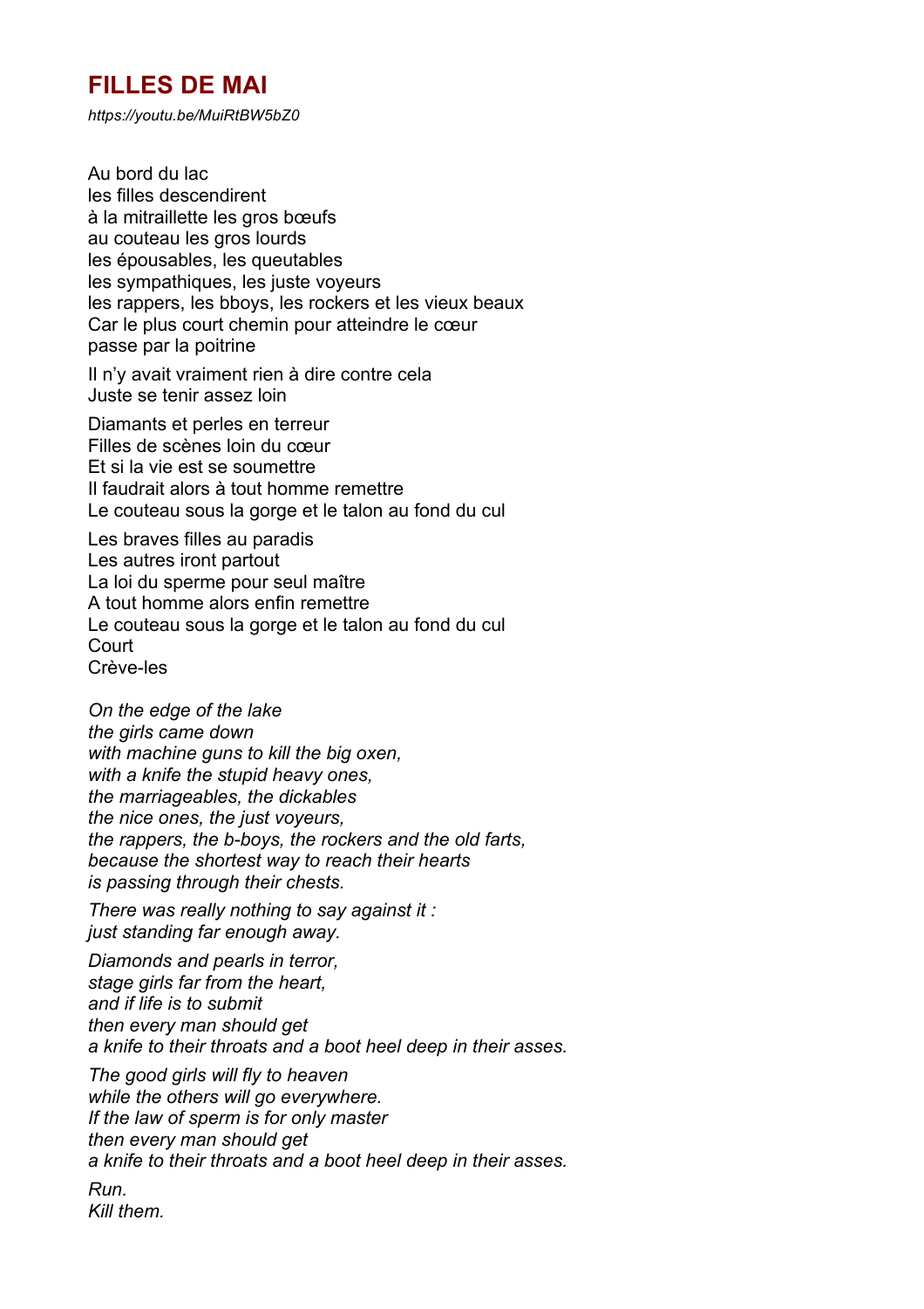## FILLES DE MAI

*https://youtu.be/MuiRtBW5bZ0*

Au bord du lac
les filles descendirent
à la mitraillette les gros bœufs
au couteau les gros lourds
les épousables, les queutables
les sympathiques, les juste voyeurs
les rappers, les bboys, les rockers et les vieux beaux
Car le plus court chemin pour atteindre le cœur
passe par la poitrine

Il n'y avait vraiment rien à dire contre cela
Juste se tenir assez loin

Diamants et perles en terreur
Filles de scènes loin du cœur
Et si la vie est se soumettre
Il faudrait alors à tout homme remettre
Le couteau sous la gorge et le talon au fond du cul

Les braves filles au paradis
Les autres iront partout
La loi du sperme pour seul maître
A tout homme alors enfin remettre
Le couteau sous la gorge et le talon au fond du cul
Court
Crève-les

*On the edge of the lake*
*the girls came down*
*with machine guns to kill the big oxen,*
*with a knife the stupid heavy ones,*
*the marriageables, the dickables*
*the nice ones, the just voyeurs,*
*the rappers, the b-boys, the rockers and the old farts,*
*because the shortest way to reach their hearts*
*is passing through their chests.*

*There was really nothing to say against it :*
*just standing far enough away.*

*Diamonds and pearls in terror,*
*stage girls far from the heart,*
*and if life is to submit*
*then every man should get*
*a knife to their throats and a boot heel deep in their asses.*

*The good girls will fly to heaven*
*while the others will go everywhere.*
*If the law of sperm is for only master*
*then every man should get*
*a knife to their throats and a boot heel deep in their asses.*

*Run.*
*Kill them.*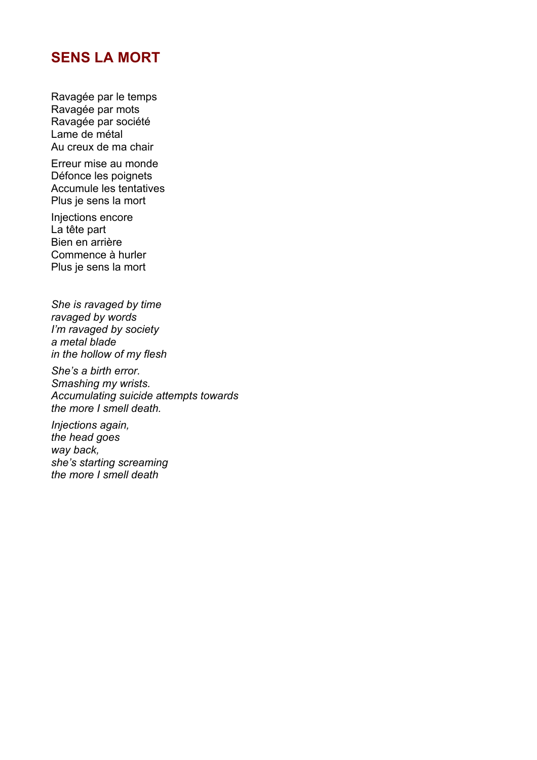## SENS LA MORT

Ravagée par le temps  
Ravagée par mots  
Ravagée par société  
Lame de métal  
Au creux de ma chair

Erreur mise au monde  
Défonce les poignets  
Accumule les tentatives  
Plus je sens la mort

Injections encore  
La tête part  
Bien en arrière  
Commence à hurler  
Plus je sens la mort

*She is ravaged by time*  
*ravaged by words*  
*I'm ravaged by society*  
*a metal blade*  
*in the hollow of my flesh*

*She's a birth error.*  
*Smashing my wrists.*  
*Accumulating suicide attempts towards*  
*the more I smell death.*

*Injections again,*  
*the head goes*  
*way back,*  
*she's starting screaming*  
*the more I smell death*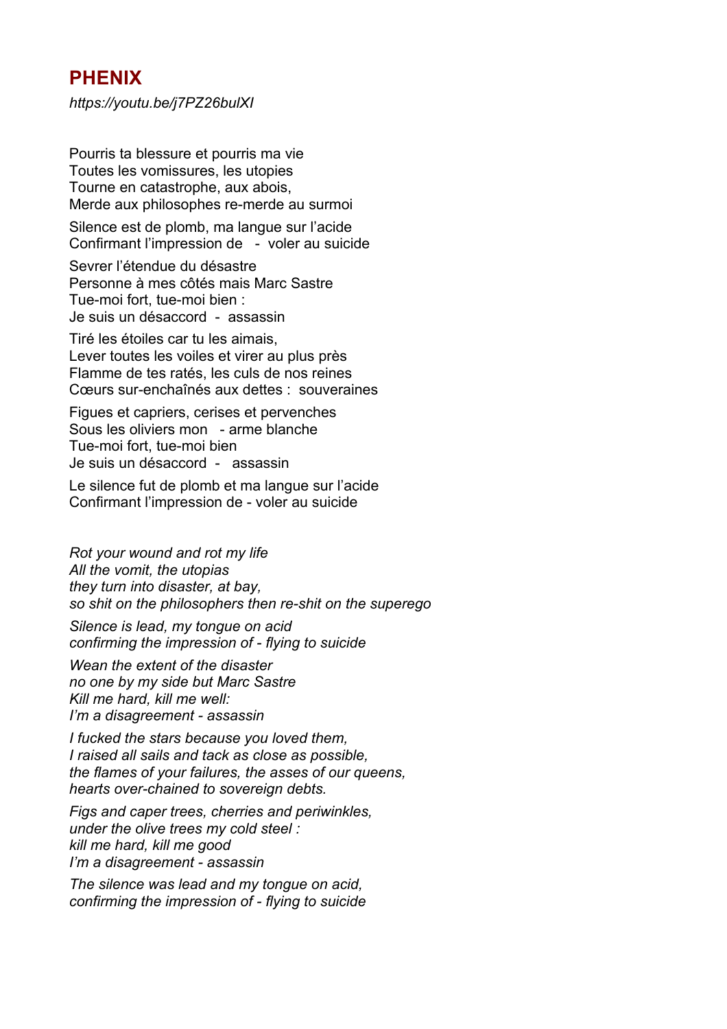## PHENIX

*https://youtu.be/j7PZ26bulXI*

Pourris ta blessure et pourris ma vie
Toutes les vomissures, les utopies
Tourne en catastrophe, aux abois,
Merde aux philosophes re-merde au surmoi

Silence est de plomb, ma langue sur l'acide
Confirmant l'impression de - voler au suicide

Sevrer l'étendue du désastre
Personne à mes côtés mais Marc Sastre
Tue-moi fort, tue-moi bien :
Je suis un désaccord - assassin

Tiré les étoiles car tu les aimais,
Lever toutes les voiles et virer au plus près
Flamme de tes ratés, les culs de nos reines
Cœurs sur-enchaînés aux dettes : souveraines

Figues et capriers, cerises et pervenches
Sous les oliviers mon - arme blanche
Tue-moi fort, tue-moi bien
Je suis un désaccord - assassin

Le silence fut de plomb et ma langue sur l'acide
Confirmant l'impression de - voler au suicide

*Rot your wound and rot my life*
*All the vomit, the utopias*
*they turn into disaster, at bay,*
*so shit on the philosophers then re-shit on the superego*

*Silence is lead, my tongue on acid*
*confirming the impression of - flying to suicide*

*Wean the extent of the disaster*
*no one by my side but Marc Sastre*
*Kill me hard, kill me well:*
*I'm a disagreement - assassin*

*I fucked the stars because you loved them,*
*I raised all sails and tack as close as possible,*
*the flames of your failures, the asses of our queens,*
*hearts over-chained to sovereign debts.*

*Figs and caper trees, cherries and periwinkles,*
*under the olive trees my cold steel :*
*kill me hard, kill me good*
*I'm a disagreement - assassin*

*The silence was lead and my tongue on acid,*
*confirming the impression of - flying to suicide*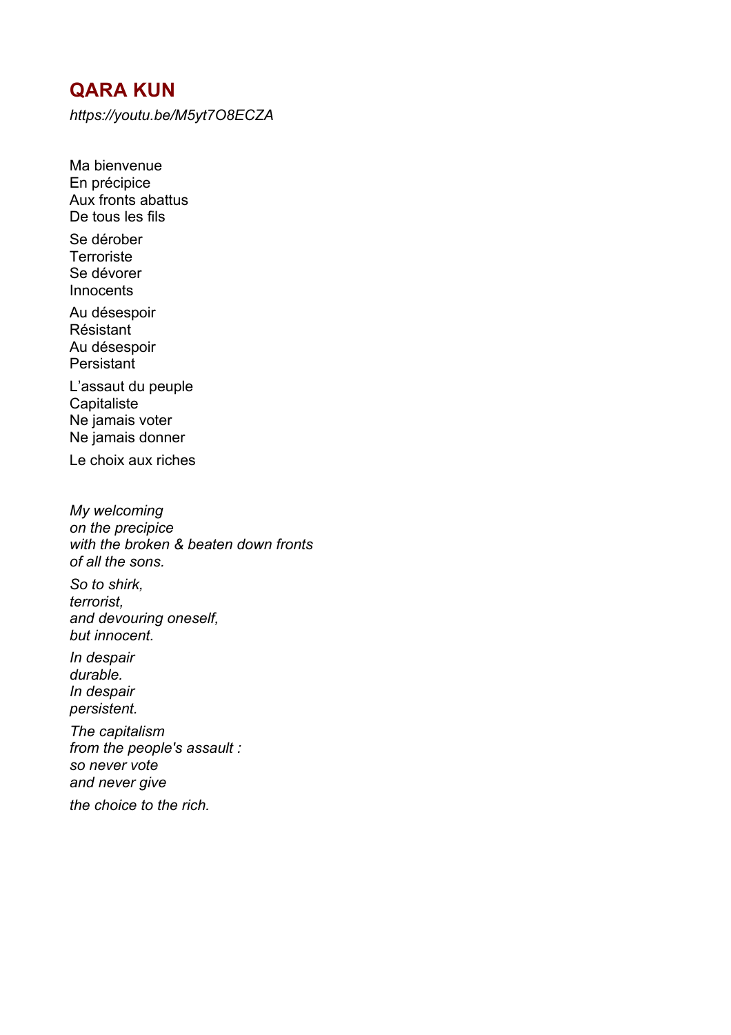# QARA KUN

*https://youtu.be/M5yt7O8ECZA*

Ma bienvenue
En précipice
Aux fronts abattus
De tous les fils

Se dérober
Terroriste
Se dévorer
Innocents

Au désespoir
Résistant
Au désespoir
Persistant

L'assaut du peuple
Capitaliste
Ne jamais voter
Ne jamais donner

Le choix aux riches

*My welcoming*
*on the precipice*
*with the broken & beaten down fronts*
*of all the sons.*

*So to shirk,*
*terrorist,*
*and devouring oneself,*
*but innocent.*

*In despair*
*durable.*
*In despair*
*persistent.*

*The capitalism*
*from the people's assault :*
*so never vote*
*and never give*

*the choice to the rich.*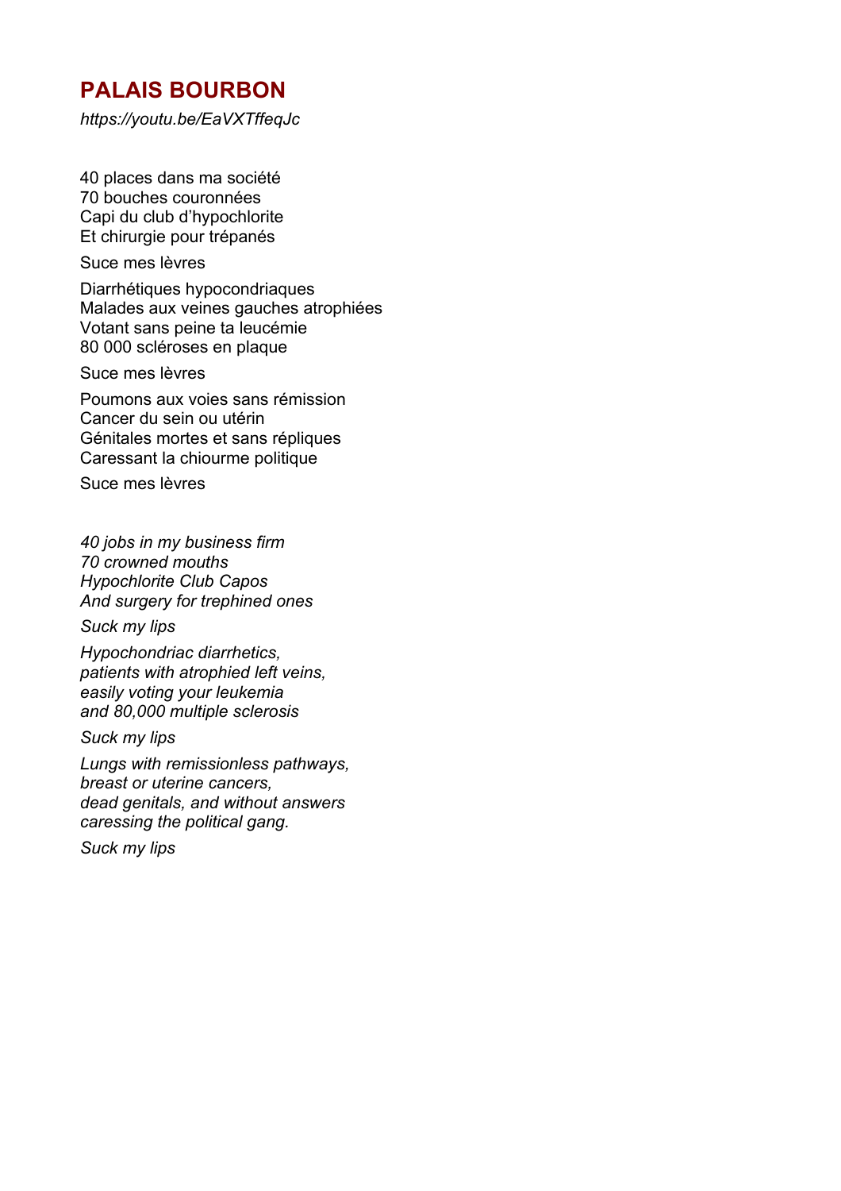## PALAIS BOURBON

*https://youtu.be/EaVXTffeqJc*

40 places dans ma société
70 bouches couronnées
Capi du club d'hypochlorite
Et chirurgie pour trépanés

Suce mes lèvres

Diarrhétiques hypocondriaques
Malades aux veines gauches atrophiées
Votant sans peine ta leucémie
80 000 scléroses en plaque

Suce mes lèvres

Poumons aux voies sans rémission
Cancer du sein ou utérin
Génitales mortes et sans répliques
Caressant la chiourme politique

Suce mes lèvres

*40 jobs in my business firm*
*70 crowned mouths*
*Hypochlorite Club Capos*
*And surgery for trephined ones*

*Suck my lips*

*Hypochondriac diarrhetics,*
*patients with atrophied left veins,*
*easily voting your leukemia*
*and 80,000 multiple sclerosis*

*Suck my lips*

*Lungs with remissionless pathways,*
*breast or uterine cancers,*
*dead genitals, and without answers*
*caressing the political gang.*

*Suck my lips*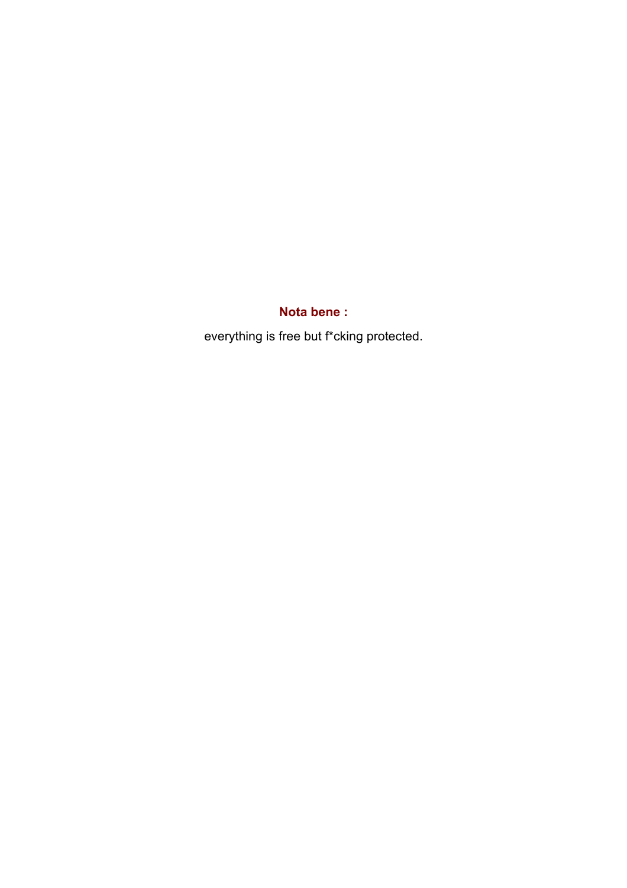**Nota bene :**

everything is free but f*cking protected.